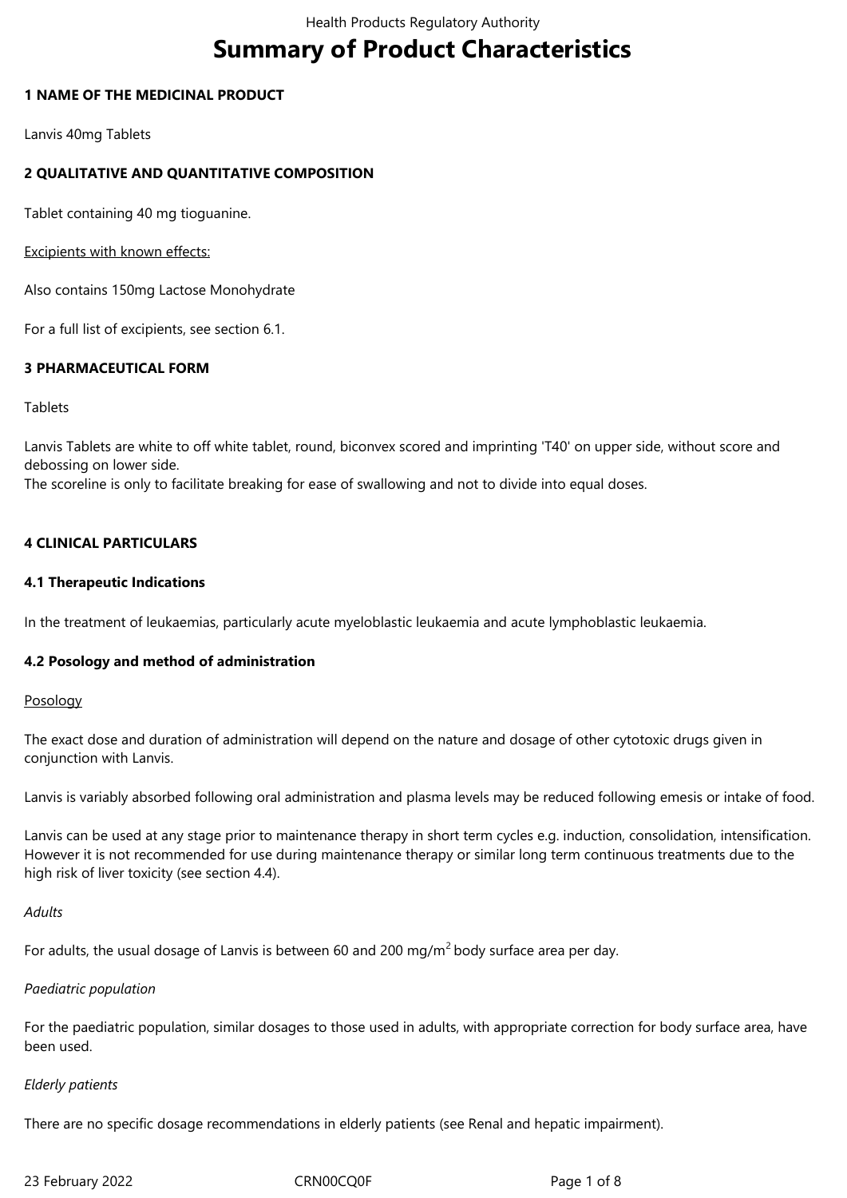# Summary of Product Characteristics

## 1 NAME OF THE MEDICINAL PRODUCT

Lanvis 40mg Tablets

## 2 QUALITATIVE AND QUANTITATIVE COMPOSITION

Tablet containing 40 mg tioguanine.

Excipients with known effects:

Also contains 150mg Lactose Monohydrate

For a full list of excipients, see section 6.1.

## 3 PHARMACEUTICAL FORM

Tablets

Lanvis Tablets are white to off white tablet, round, biconvex scored and imprinting 'T40' on upper side, without score and debossing on lower side.
The scoreline is only to facilitate breaking for ease of swallowing and not to divide into equal doses.

## 4 CLINICAL PARTICULARS

### 4.1 Therapeutic Indications

In the treatment of leukaemias, particularly acute myeloblastic leukaemia and acute lymphoblastic leukaemia.

### 4.2 Posology and method of administration

Posology

The exact dose and duration of administration will depend on the nature and dosage of other cytotoxic drugs given in conjunction with Lanvis.

Lanvis is variably absorbed following oral administration and plasma levels may be reduced following emesis or intake of food.

Lanvis can be used at any stage prior to maintenance therapy in short term cycles e.g. induction, consolidation, intensification. However it is not recommended for use during maintenance therapy or similar long term continuous treatments due to the high risk of liver toxicity (see section 4.4).

*Adults*

For adults, the usual dosage of Lanvis is between 60 and 200 mg/$m^2$ body surface area per day.

*Paediatric population*

For the paediatric population, similar dosages to those used in adults, with appropriate correction for body surface area, have been used.

*Elderly patients*

There are no specific dosage recommendations in elderly patients (see Renal and hepatic impairment).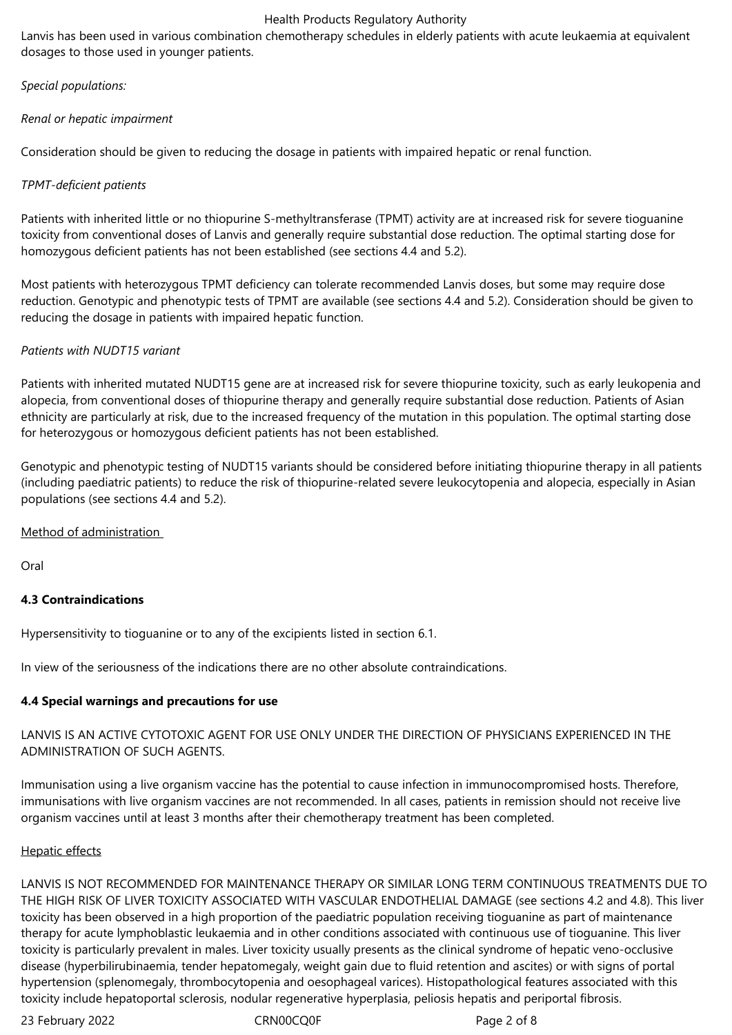Lanvis has been used in various combination chemotherapy schedules in elderly patients with acute leukaemia at equivalent dosages to those used in younger patients.

*Special populations:*

*Renal or hepatic impairment*

Consideration should be given to reducing the dosage in patients with impaired hepatic or renal function.

*TPMT-deficient patients*

Patients with inherited little or no thiopurine S-methyltransferase (TPMT) activity are at increased risk for severe tioguanine toxicity from conventional doses of Lanvis and generally require substantial dose reduction. The optimal starting dose for homozygous deficient patients has not been established (see sections 4.4 and 5.2).

Most patients with heterozygous TPMT deficiency can tolerate recommended Lanvis doses, but some may require dose reduction. Genotypic and phenotypic tests of TPMT are available (see sections 4.4 and 5.2). Consideration should be given to reducing the dosage in patients with impaired hepatic function.

*Patients with NUDT15 variant*

Patients with inherited mutated NUDT15 gene are at increased risk for severe thiopurine toxicity, such as early leukopenia and alopecia, from conventional doses of thiopurine therapy and generally require substantial dose reduction. Patients of Asian ethnicity are particularly at risk, due to the increased frequency of the mutation in this population. The optimal starting dose for heterozygous or homozygous deficient patients has not been established.

Genotypic and phenotypic testing of NUDT15 variants should be considered before initiating thiopurine therapy in all patients (including paediatric patients) to reduce the risk of thiopurine-related severe leukocytopenia and alopecia, especially in Asian populations (see sections 4.4 and 5.2).

Method of administration

Oral

**4.3 Contraindications**

Hypersensitivity to tioguanine or to any of the excipients listed in section 6.1.

In view of the seriousness of the indications there are no other absolute contraindications.

**4.4 Special warnings and precautions for use**

LANVIS IS AN ACTIVE CYTOTOXIC AGENT FOR USE ONLY UNDER THE DIRECTION OF PHYSICIANS EXPERIENCED IN THE ADMINISTRATION OF SUCH AGENTS.

Immunisation using a live organism vaccine has the potential to cause infection in immunocompromised hosts. Therefore, immunisations with live organism vaccines are not recommended. In all cases, patients in remission should not receive live organism vaccines until at least 3 months after their chemotherapy treatment has been completed.

Hepatic effects

LANVIS IS NOT RECOMMENDED FOR MAINTENANCE THERAPY OR SIMILAR LONG TERM CONTINUOUS TREATMENTS DUE TO THE HIGH RISK OF LIVER TOXICITY ASSOCIATED WITH VASCULAR ENDOTHELIAL DAMAGE (see sections 4.2 and 4.8). This liver toxicity has been observed in a high proportion of the paediatric population receiving tioguanine as part of maintenance therapy for acute lymphoblastic leukaemia and in other conditions associated with continuous use of tioguanine. This liver toxicity is particularly prevalent in males. Liver toxicity usually presents as the clinical syndrome of hepatic veno-occlusive disease (hyperbilirubinaemia, tender hepatomegaly, weight gain due to fluid retention and ascites) or with signs of portal hypertension (splenomegaly, thrombocytopenia and oesophageal varices). Histopathological features associated with this toxicity include hepatoportal sclerosis, nodular regenerative hyperplasia, peliosis hepatis and periportal fibrosis.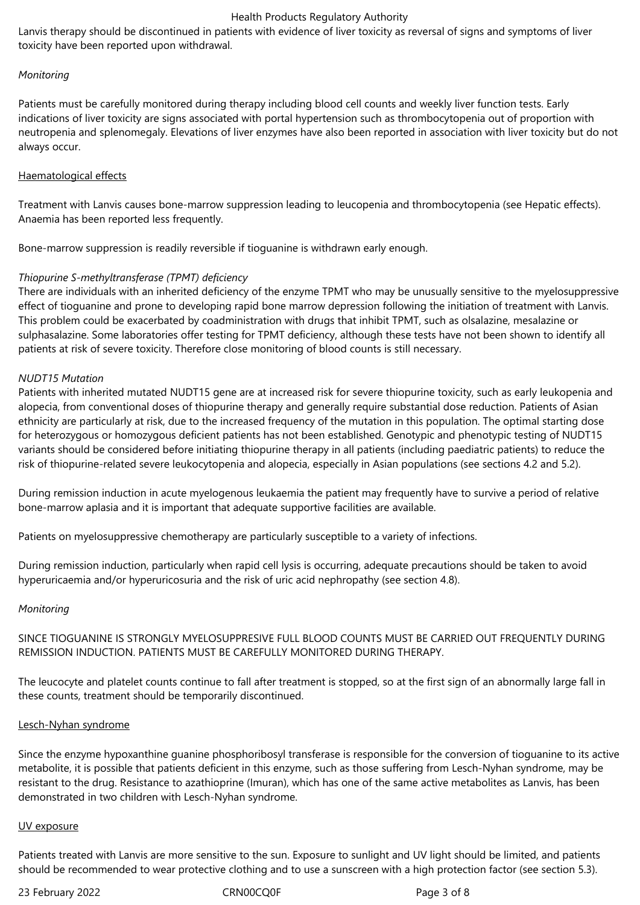Lanvis therapy should be discontinued in patients with evidence of liver toxicity as reversal of signs and symptoms of liver toxicity have been reported upon withdrawal.

*Monitoring*

Patients must be carefully monitored during therapy including blood cell counts and weekly liver function tests. Early indications of liver toxicity are signs associated with portal hypertension such as thrombocytopenia out of proportion with neutropenia and splenomegaly. Elevations of liver enzymes have also been reported in association with liver toxicity but do not always occur.

<u>Haematological effects</u>

Treatment with Lanvis causes bone-marrow suppression leading to leucopenia and thrombocytopenia (see Hepatic effects). Anaemia has been reported less frequently.

Bone-marrow suppression is readily reversible if tioguanine is withdrawn early enough.

*Thiopurine S-methyltransferase (TPMT) deficiency*

There are individuals with an inherited deficiency of the enzyme TPMT who may be unusually sensitive to the myelosuppressive effect of tioguanine and prone to developing rapid bone marrow depression following the initiation of treatment with Lanvis. This problem could be exacerbated by coadministration with drugs that inhibit TPMT, such as olsalazine, mesalazine or sulphasalazine. Some laboratories offer testing for TPMT deficiency, although these tests have not been shown to identify all patients at risk of severe toxicity. Therefore close monitoring of blood counts is still necessary.

*NUDT15 Mutation*

Patients with inherited mutated NUDT15 gene are at increased risk for severe thiopurine toxicity, such as early leukopenia and alopecia, from conventional doses of thiopurine therapy and generally require substantial dose reduction. Patients of Asian ethnicity are particularly at risk, due to the increased frequency of the mutation in this population. The optimal starting dose for heterozygous or homozygous deficient patients has not been established. Genotypic and phenotypic testing of NUDT15 variants should be considered before initiating thiopurine therapy in all patients (including paediatric patients) to reduce the risk of thiopurine-related severe leukocytopenia and alopecia, especially in Asian populations (see sections 4.2 and 5.2).

During remission induction in acute myelogenous leukaemia the patient may frequently have to survive a period of relative bone-marrow aplasia and it is important that adequate supportive facilities are available.

Patients on myelosuppressive chemotherapy are particularly susceptible to a variety of infections.

During remission induction, particularly when rapid cell lysis is occurring, adequate precautions should be taken to avoid hyperuricaemia and/or hyperuricosuria and the risk of uric acid nephropathy (see section 4.8).

*Monitoring*

SINCE TIOGUANINE IS STRONGLY MYELOSUPPRESIVE FULL BLOOD COUNTS MUST BE CARRIED OUT FREQUENTLY DURING REMISSION INDUCTION. PATIENTS MUST BE CAREFULLY MONITORED DURING THERAPY.

The leucocyte and platelet counts continue to fall after treatment is stopped, so at the first sign of an abnormally large fall in these counts, treatment should be temporarily discontinued.

<u>Lesch-Nyhan syndrome</u>

Since the enzyme hypoxanthine guanine phosphoribosyl transferase is responsible for the conversion of tioguanine to its active metabolite, it is possible that patients deficient in this enzyme, such as those suffering from Lesch-Nyhan syndrome, may be resistant to the drug. Resistance to azathioprine (Imuran), which has one of the same active metabolites as Lanvis, has been demonstrated in two children with Lesch-Nyhan syndrome.

<u>UV exposure</u>

Patients treated with Lanvis are more sensitive to the sun. Exposure to sunlight and UV light should be limited, and patients should be recommended to wear protective clothing and to use a sunscreen with a high protection factor (see section 5.3).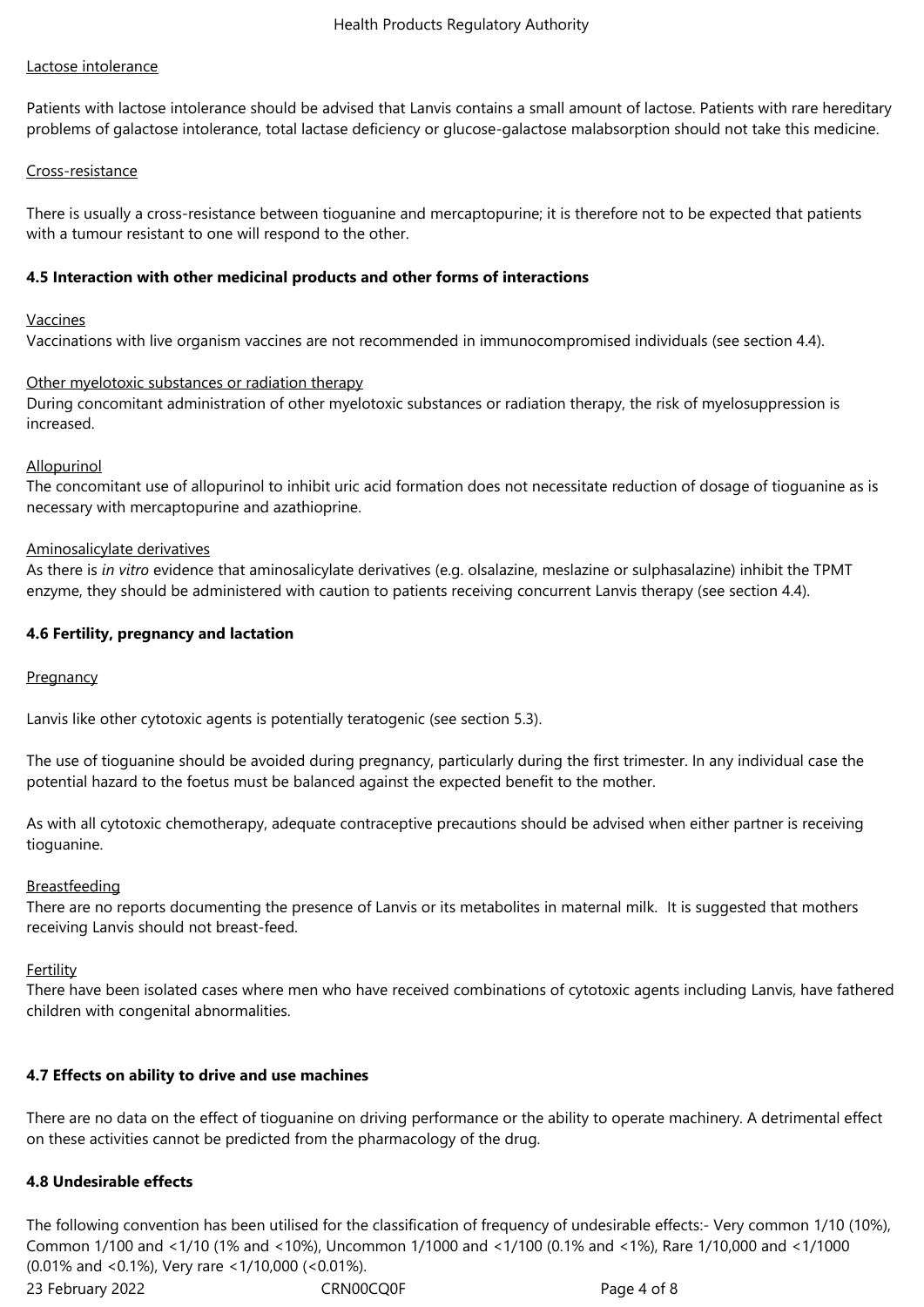Lactose intolerance

Patients with lactose intolerance should be advised that Lanvis contains a small amount of lactose. Patients with rare hereditary problems of galactose intolerance, total lactase deficiency or glucose-galactose malabsorption should not take this medicine.

Cross-resistance

There is usually a cross-resistance between tioguanine and mercaptopurine; it is therefore not to be expected that patients with a tumour resistant to one will respond to the other.

**4.5 Interaction with other medicinal products and other forms of interactions**

Vaccines
Vaccinations with live organism vaccines are not recommended in immunocompromised individuals (see section 4.4).

Other myelotoxic substances or radiation therapy
During concomitant administration of other myelotoxic substances or radiation therapy, the risk of myelosuppression is increased.

Allopurinol
The concomitant use of allopurinol to inhibit uric acid formation does not necessitate reduction of dosage of tioguanine as is necessary with mercaptopurine and azathioprine.

Aminosalicylate derivatives
As there is *in vitro* evidence that aminosalicylate derivatives (e.g. olsalazine, meslazine or sulphasalazine) inhibit the TPMT enzyme, they should be administered with caution to patients receiving concurrent Lanvis therapy (see section 4.4).

**4.6 Fertility, pregnancy and lactation**

Pregnancy

Lanvis like other cytotoxic agents is potentially teratogenic (see section 5.3).

The use of tioguanine should be avoided during pregnancy, particularly during the first trimester. In any individual case the potential hazard to the foetus must be balanced against the expected benefit to the mother.

As with all cytotoxic chemotherapy, adequate contraceptive precautions should be advised when either partner is receiving tioguanine.

Breastfeeding
There are no reports documenting the presence of Lanvis or its metabolites in maternal milk. It is suggested that mothers receiving Lanvis should not breast-feed.

Fertility
There have been isolated cases where men who have received combinations of cytotoxic agents including Lanvis, have fathered children with congenital abnormalities.

**4.7 Effects on ability to drive and use machines**

There are no data on the effect of tioguanine on driving performance or the ability to operate machinery. A detrimental effect on these activities cannot be predicted from the pharmacology of the drug.

**4.8 Undesirable effects**

The following convention has been utilised for the classification of frequency of undesirable effects:- Very common 1/10 (10%), Common 1/100 and <1/10 (1% and <10%), Uncommon 1/1000 and <1/100 (0.1% and <1%), Rare 1/10,000 and <1/1000 (0.01% and <0.1%), Very rare <1/10,000 (<0.01%).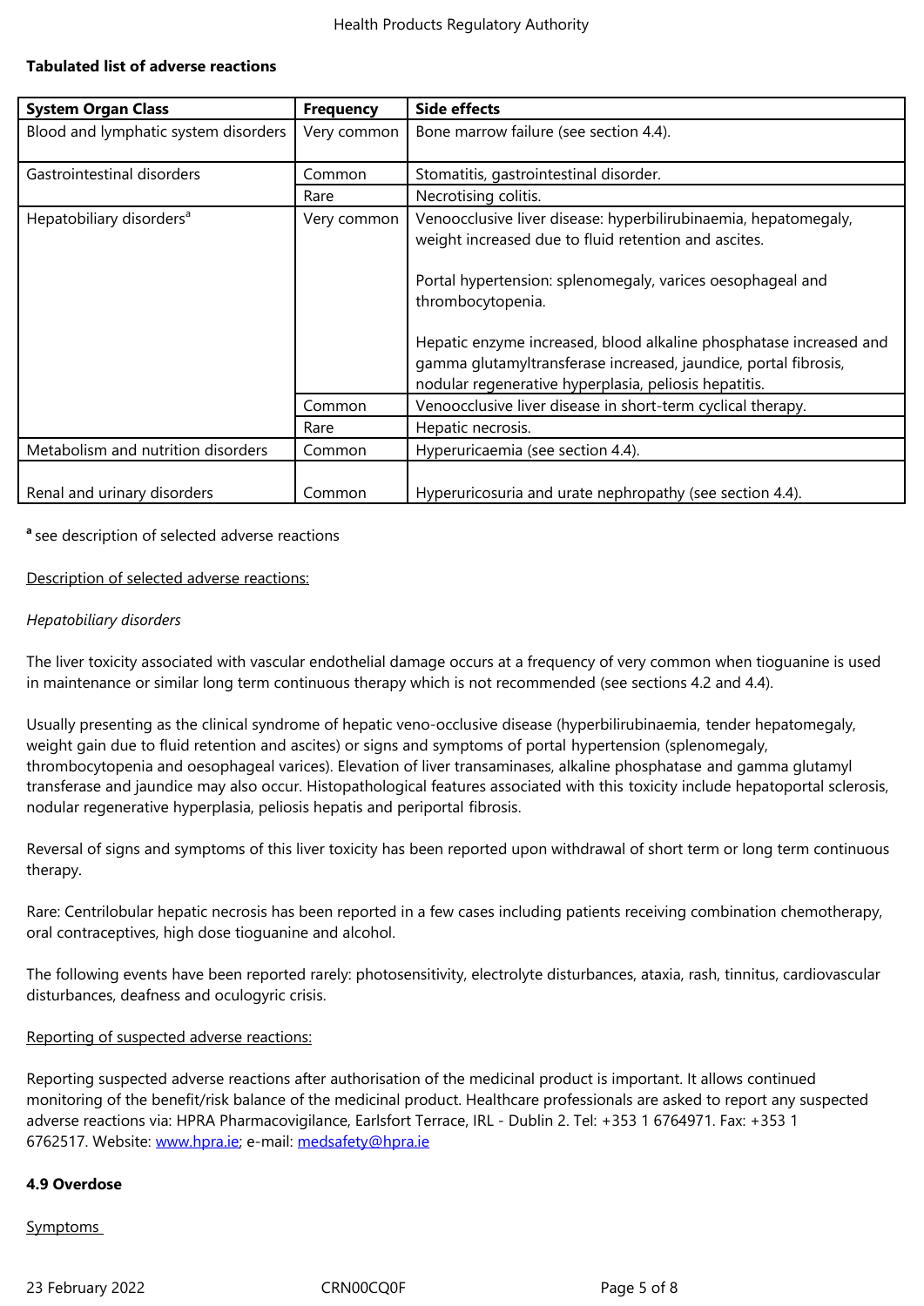**Tabulated list of adverse reactions**

| System Organ Class | Frequency | Side effects |
|---|---|---|
| Blood and lymphatic system disorders | Very common | Bone marrow failure (see section 4.4). |
| Gastrointestinal disorders | Common | Stomatitis, gastrointestinal disorder. |
| | Rare | Necrotising colitis. |
| Hepatobiliary disorders[a] | Very common | Venoocclusive liver disease: hyperbilirubinaemia, hepatomegaly, weight increased due to fluid retention and ascites.<br><br>Portal hypertension: splenomegaly, varices oesophageal and thrombocytopenia.<br><br>Hepatic enzyme increased, blood alkaline phosphatase increased and gamma glutamyltransferase increased, jaundice, portal fibrosis, nodular regenerative hyperplasia, peliosis hepatitis. |
| | Common | Venoocclusive liver disease in short-term cyclical therapy. |
| | Rare | Hepatic necrosis. |
| Metabolism and nutrition disorders | Common | Hyperuricaemia (see section 4.4). |
| Renal and urinary disorders | Common | Hyperuricosuria and urate nephropathy (see section 4.4). |

**a** see description of selected adverse reactions

Description of selected adverse reactions:

*Hepatobiliary disorders*

The liver toxicity associated with vascular endothelial damage occurs at a frequency of very common when tioguanine is used in maintenance or similar long term continuous therapy which is not recommended (see sections 4.2 and 4.4).

Usually presenting as the clinical syndrome of hepatic veno-occlusive disease (hyperbilirubinaemia, tender hepatomegaly, weight gain due to fluid retention and ascites) or signs and symptoms of portal hypertension (splenomegaly, thrombocytopenia and oesophageal varices). Elevation of liver transaminases, alkaline phosphatase and gamma glutamyl transferase and jaundice may also occur. Histopathological features associated with this toxicity include hepatoportal sclerosis, nodular regenerative hyperplasia, peliosis hepatis and periportal fibrosis.

Reversal of signs and symptoms of this liver toxicity has been reported upon withdrawal of short term or long term continuous therapy.

Rare: Centrilobular hepatic necrosis has been reported in a few cases including patients receiving combination chemotherapy, oral contraceptives, high dose tioguanine and alcohol.

The following events have been reported rarely: photosensitivity, electrolyte disturbances, ataxia, rash, tinnitus, cardiovascular disturbances, deafness and oculogyric crisis.

Reporting of suspected adverse reactions:

Reporting suspected adverse reactions after authorisation of the medicinal product is important. It allows continued monitoring of the benefit/risk balance of the medicinal product. Healthcare professionals are asked to report any suspected adverse reactions via: HPRA Pharmacovigilance, Earlsfort Terrace, IRL - Dublin 2. Tel: +353 1 6764971. Fax: +353 1 6762517. Website: www.hpra.ie; e-mail: medsafety@hpra.ie

**4.9 Overdose**

Symptoms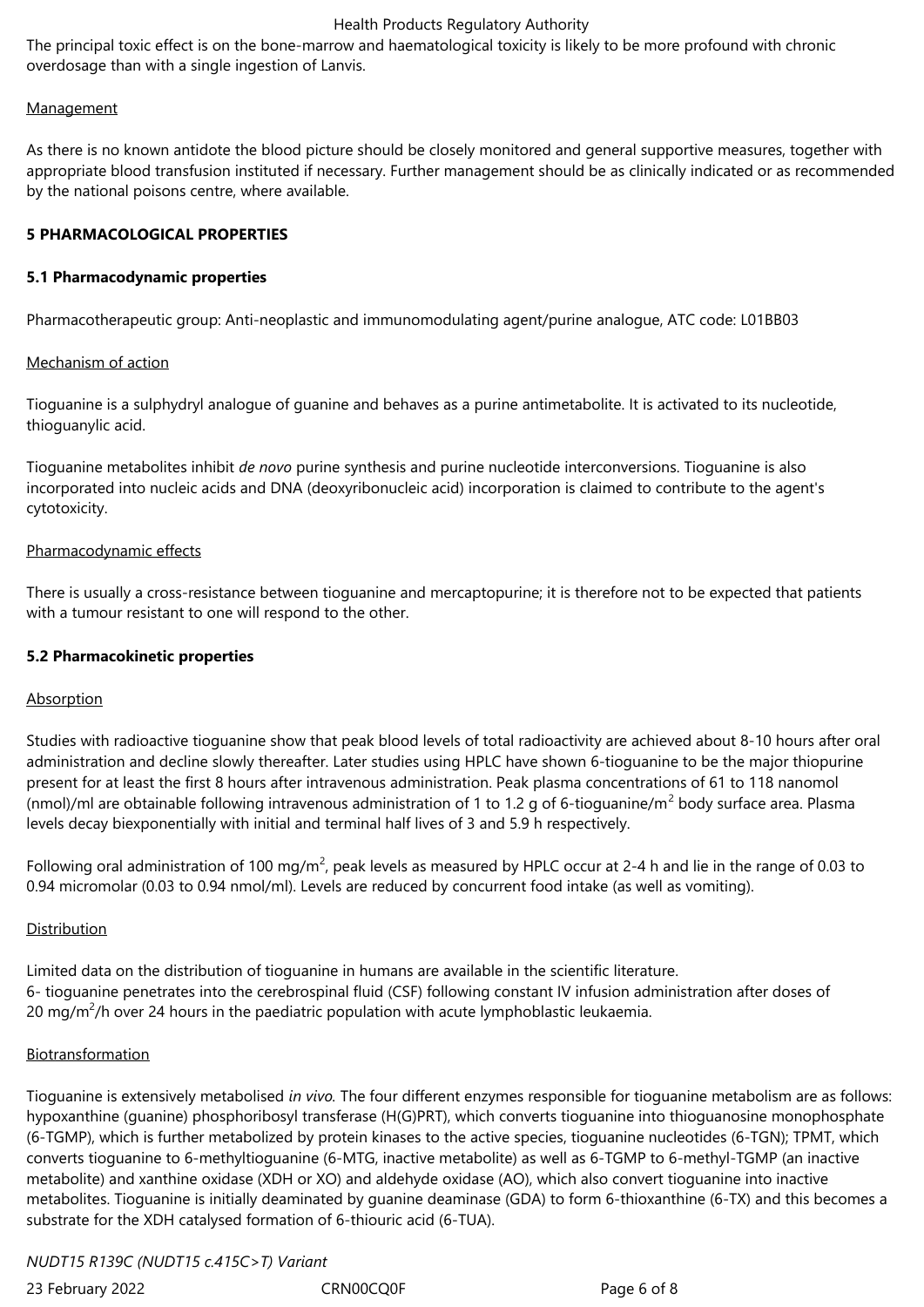The principal toxic effect is on the bone-marrow and haematological toxicity is likely to be more profound with chronic overdosage than with a single ingestion of Lanvis.

Management

As there is no known antidote the blood picture should be closely monitored and general supportive measures, together with appropriate blood transfusion instituted if necessary. Further management should be as clinically indicated or as recommended by the national poisons centre, where available.

## 5 PHARMACOLOGICAL PROPERTIES

### 5.1 Pharmacodynamic properties

Pharmacotherapeutic group: Anti-neoplastic and immunomodulating agent/purine analogue, ATC code: L01BB03

Mechanism of action

Tioguanine is a sulphydryl analogue of guanine and behaves as a purine antimetabolite. It is activated to its nucleotide, thioguanylic acid.

Tioguanine metabolites inhibit *de novo* purine synthesis and purine nucleotide interconversions. Tioguanine is also incorporated into nucleic acids and DNA (deoxyribonucleic acid) incorporation is claimed to contribute to the agent's cytotoxicity.

Pharmacodynamic effects

There is usually a cross-resistance between tioguanine and mercaptopurine; it is therefore not to be expected that patients with a tumour resistant to one will respond to the other.

### 5.2 Pharmacokinetic properties

Absorption

Studies with radioactive tioguanine show that peak blood levels of total radioactivity are achieved about 8-10 hours after oral administration and decline slowly thereafter. Later studies using HPLC have shown 6-tioguanine to be the major thiopurine present for at least the first 8 hours after intravenous administration. Peak plasma concentrations of 61 to 118 nanomol (nmol)/ml are obtainable following intravenous administration of 1 to 1.2 g of 6-tioguanine/$m^2$ body surface area. Plasma levels decay biexponentially with initial and terminal half lives of 3 and 5.9 h respectively.

Following oral administration of 100 mg/$m^2$, peak levels as measured by HPLC occur at 2-4 h and lie in the range of 0.03 to 0.94 micromolar (0.03 to 0.94 nmol/ml). Levels are reduced by concurrent food intake (as well as vomiting).

Distribution

Limited data on the distribution of tioguanine in humans are available in the scientific literature.
6- tioguanine penetrates into the cerebrospinal fluid (CSF) following constant IV infusion administration after doses of 20 mg/$m^2$/h over 24 hours in the paediatric population with acute lymphoblastic leukaemia.

Biotransformation

Tioguanine is extensively metabolised *in vivo.* The four different enzymes responsible for tioguanine metabolism are as follows: hypoxanthine (guanine) phosphoribosyl transferase (H(G)PRT), which converts tioguanine into thioguanosine monophosphate (6-TGMP), which is further metabolized by protein kinases to the active species, tioguanine nucleotides (6-TGN); TPMT, which converts tioguanine to 6-methyltioguanine (6-MTG, inactive metabolite) as well as 6-TGMP to 6-methyl-TGMP (an inactive metabolite) and xanthine oxidase (XDH or XO) and aldehyde oxidase (AO), which also convert tioguanine into inactive metabolites. Tioguanine is initially deaminated by guanine deaminase (GDA) to form 6-thioxanthine (6-TX) and this becomes a substrate for the XDH catalysed formation of 6-thiouric acid (6-TUA).

*NUDT15 R139C (NUDT15 c.415C>T) Variant*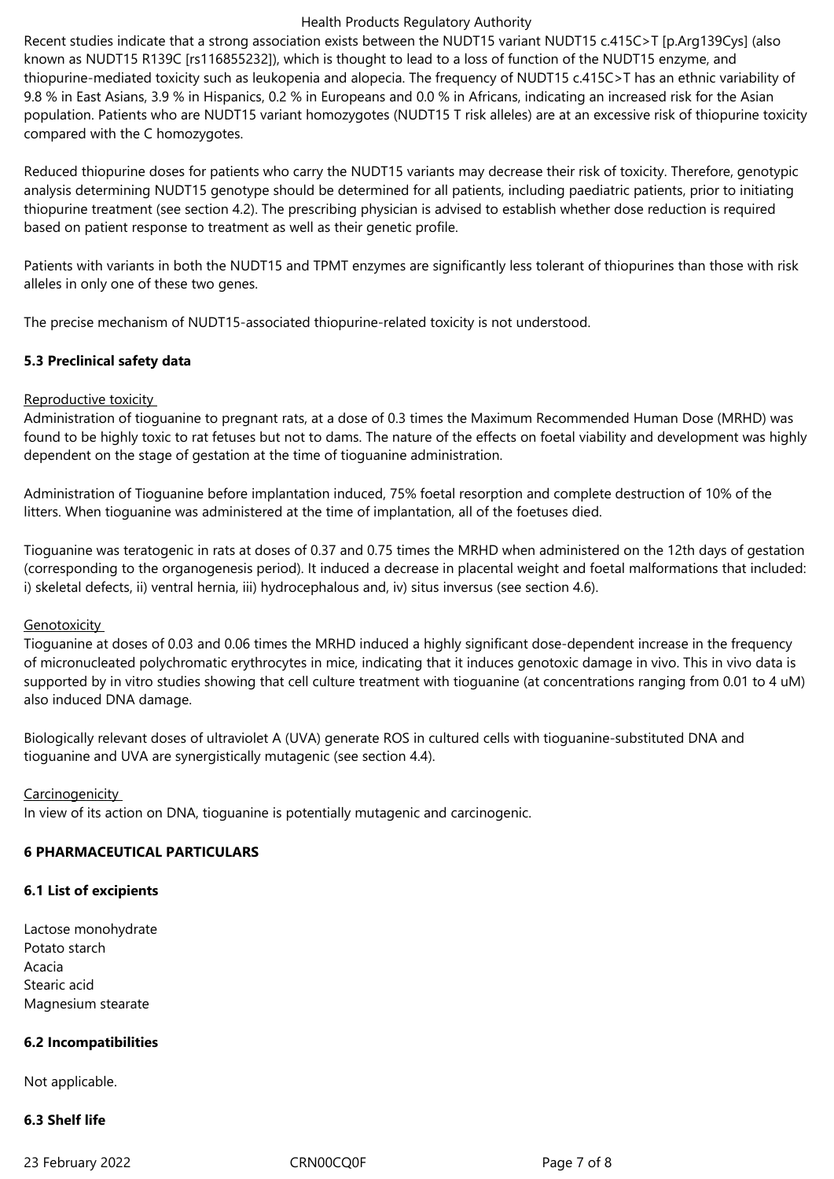Recent studies indicate that a strong association exists between the NUDT15 variant NUDT15 c.415C>T [p.Arg139Cys] (also known as NUDT15 R139C [rs116855232]), which is thought to lead to a loss of function of the NUDT15 enzyme, and thiopurine-mediated toxicity such as leukopenia and alopecia. The frequency of NUDT15 c.415C>T has an ethnic variability of 9.8 % in East Asians, 3.9 % in Hispanics, 0.2 % in Europeans and 0.0 % in Africans, indicating an increased risk for the Asian population. Patients who are NUDT15 variant homozygotes (NUDT15 T risk alleles) are at an excessive risk of thiopurine toxicity compared with the C homozygotes.

Reduced thiopurine doses for patients who carry the NUDT15 variants may decrease their risk of toxicity. Therefore, genotypic analysis determining NUDT15 genotype should be determined for all patients, including paediatric patients, prior to initiating thiopurine treatment (see section 4.2). The prescribing physician is advised to establish whether dose reduction is required based on patient response to treatment as well as their genetic profile.

Patients with variants in both the NUDT15 and TPMT enzymes are significantly less tolerant of thiopurines than those with risk alleles in only one of these two genes.

The precise mechanism of NUDT15-associated thiopurine-related toxicity is not understood.

### 5.3 Preclinical safety data

Reproductive toxicity

Administration of tioguanine to pregnant rats, at a dose of 0.3 times the Maximum Recommended Human Dose (MRHD) was found to be highly toxic to rat fetuses but not to dams. The nature of the effects on foetal viability and development was highly dependent on the stage of gestation at the time of tioguanine administration.

Administration of Tioguanine before implantation induced, 75% foetal resorption and complete destruction of 10% of the litters. When tioguanine was administered at the time of implantation, all of the foetuses died.

Tioguanine was teratogenic in rats at doses of 0.37 and 0.75 times the MRHD when administered on the 12th days of gestation (corresponding to the organogenesis period). It induced a decrease in placental weight and foetal malformations that included: i) skeletal defects, ii) ventral hernia, iii) hydrocephalous and, iv) situs inversus (see section 4.6).

Genotoxicity

Tioguanine at doses of 0.03 and 0.06 times the MRHD induced a highly significant dose-dependent increase in the frequency of micronucleated polychromatic erythrocytes in mice, indicating that it induces genotoxic damage in vivo. This in vivo data is supported by in vitro studies showing that cell culture treatment with tioguanine (at concentrations ranging from 0.01 to 4 uM) also induced DNA damage.

Biologically relevant doses of ultraviolet A (UVA) generate ROS in cultured cells with tioguanine-substituted DNA and tioguanine and UVA are synergistically mutagenic (see section 4.4).

Carcinogenicity

In view of its action on DNA, tioguanine is potentially mutagenic and carcinogenic.

## 6 PHARMACEUTICAL PARTICULARS

### 6.1 List of excipients

Lactose monohydrate
Potato starch
Acacia
Stearic acid
Magnesium stearate

### 6.2 Incompatibilities

Not applicable.

### 6.3 Shelf life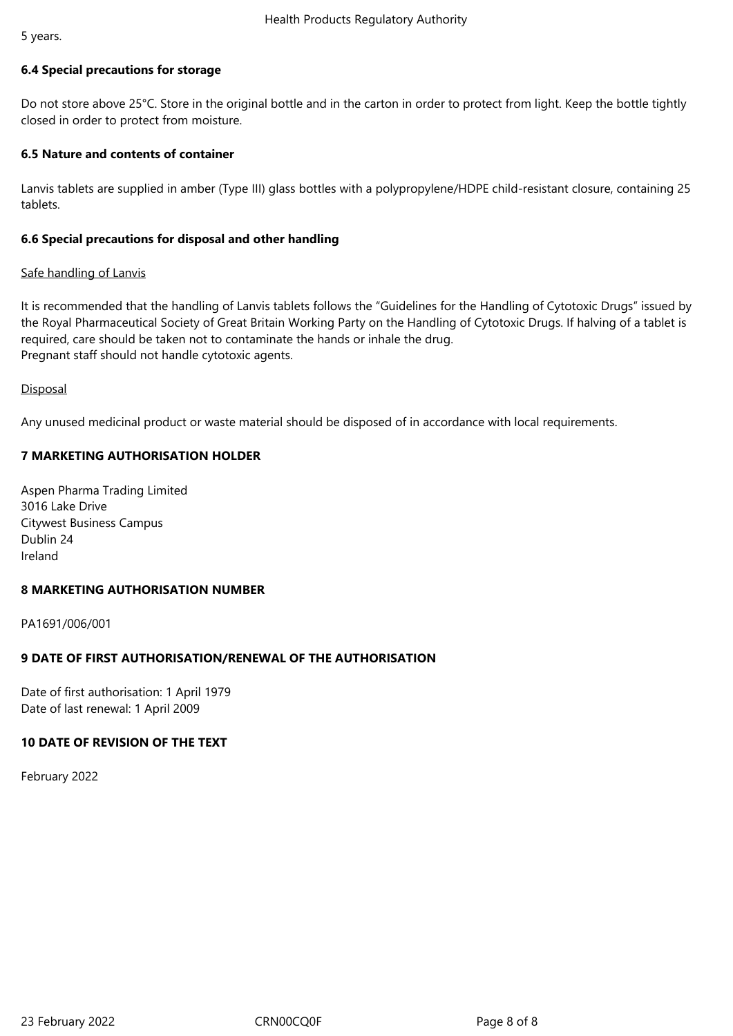5 years.

### 6.4 Special precautions for storage

Do not store above 25°C. Store in the original bottle and in the carton in order to protect from light. Keep the bottle tightly closed in order to protect from moisture.

### 6.5 Nature and contents of container

Lanvis tablets are supplied in amber (Type III) glass bottles with a polypropylene/HDPE child-resistant closure, containing 25 tablets.

### 6.6 Special precautions for disposal and other handling

Safe handling of Lanvis

It is recommended that the handling of Lanvis tablets follows the "Guidelines for the Handling of Cytotoxic Drugs" issued by the Royal Pharmaceutical Society of Great Britain Working Party on the Handling of Cytotoxic Drugs. If halving of a tablet is required, care should be taken not to contaminate the hands or inhale the drug.
Pregnant staff should not handle cytotoxic agents.

Disposal

Any unused medicinal product or waste material should be disposed of in accordance with local requirements.

## 7 MARKETING AUTHORISATION HOLDER

Aspen Pharma Trading Limited
3016 Lake Drive
Citywest Business Campus
Dublin 24
Ireland

## 8 MARKETING AUTHORISATION NUMBER

PA1691/006/001

## 9 DATE OF FIRST AUTHORISATION/RENEWAL OF THE AUTHORISATION

Date of first authorisation: 1 April 1979
Date of last renewal: 1 April 2009

## 10 DATE OF REVISION OF THE TEXT

February 2022